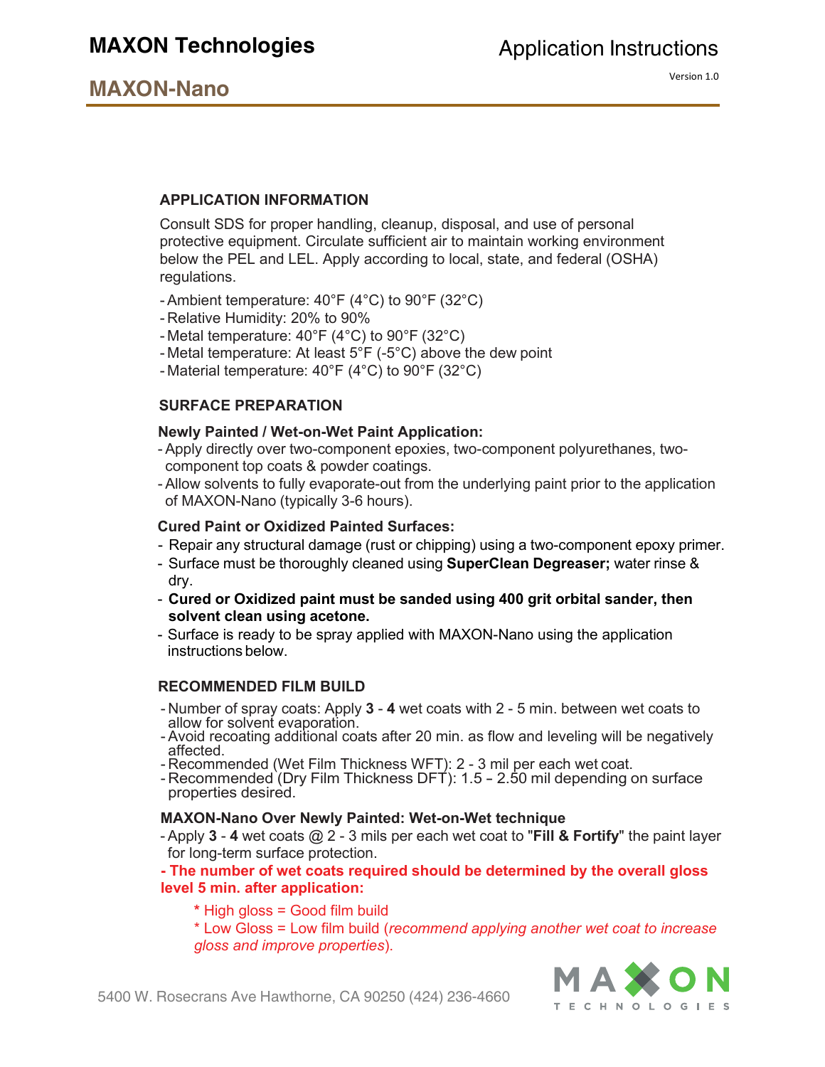# MAXON Technologies

## MAXON-Nano

Application Instructions

Version 1.0

### APPLICATION INFORMATION

Consult SDS for proper handling, cleanup, disposal, and use of personal protective equipment. Circulate sufficient air to maintain working environment below the PEL and LEL. Apply according to local, state, and federal (OSHA) regulations.

- Ambient temperature: 40°F (4°C) to 90°F (32°C)
- Relative Humidity: 20% to 90%
- Metal temperature: 40°F (4°C) to 90°F (32°C)
- Metal temperature: At least 5°F (-5°C) above the dew point
- Material temperature: 40°F (4°C) to 90°F (32°C)

### SURFACE PREPARATION

**Newly Painted / Wet-on-Wet Paint Application:**

- Apply directly over two-component epoxies, two-component polyurethanes, two-component top coats & powder coatings.
- Allow solvents to fully evaporate-out from the underlying paint prior to the application of MAXON-Nano (typically 3-6 hours).

**Cured Paint or Oxidized Painted Surfaces:**

- Repair any structural damage (rust or chipping) using a two-component epoxy primer.
- Surface must be thoroughly cleaned using **SuperClean Degreaser;** water rinse & dry.
- **Cured or Oxidized paint must be sanded using 400 grit orbital sander, then solvent clean using acetone.**
- Surface is ready to be spray applied with MAXON-Nano using the application instructions below.

### RECOMMENDED FILM BUILD

- Number of spray coats: Apply **3** - **4** wet coats with 2 - 5 min. between wet coats to allow for solvent evaporation.
- Avoid recoating additional coats after 20 min. as flow and leveling will be negatively affected.
- Recommended (Wet Film Thickness WFT): 2 - 3 mil per each wet coat.
- Recommended (Dry Film Thickness DFT): 1.5 – 2.50 mil depending on surface properties desired.

**MAXON-Nano Over Newly Painted: Wet-on-Wet technique**

- Apply **3** - **4** wet coats @ 2 - 3 mils per each wet coat to "**Fill & Fortify**" the paint layer for long-term surface protection.

**- The number of wet coats required should be determined by the overall gloss level 5 min. after application:**

- * High gloss = Good film build
- * Low Gloss = Low film build (*recommend applying another wet coat to increase gloss and improve properties*).

5400 W. Rosecrans Ave Hawthorne, CA 90250 (424) 236-4660

MAXON TECHNOLOGIES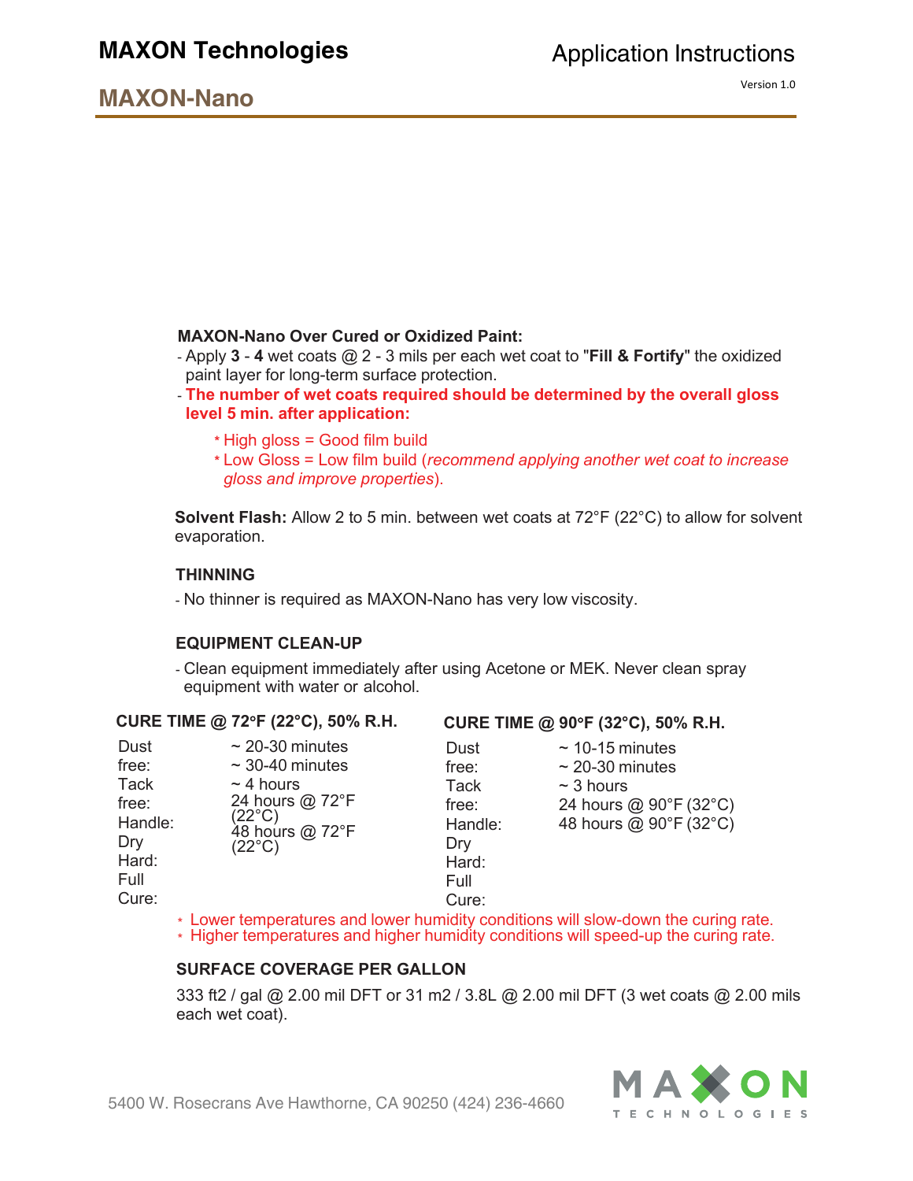**MAXON-Nano Over Cured or Oxidized Paint:**

- Apply **3** - **4** wet coats @ 2 - 3 mils per each wet coat to "**Fill & Fortify**" the oxidized paint layer for long-term surface protection.
- **The number of wet coats required should be determined by the overall gloss level 5 min. after application:**
  - High gloss = Good film build
  - Low Gloss = Low film build (*recommend applying another wet coat to increase gloss and improve properties*).

**Solvent Flash:** Allow 2 to 5 min. between wet coats at 72°F (22°C) to allow for solvent evaporation.

**THINNING**

- No thinner is required as MAXON-Nano has very low viscosity.

**EQUIPMENT CLEAN-UP**

- Clean equipment immediately after using Acetone or MEK. Never clean spray equipment with water or alcohol.

**CURE TIME @ 72°F (22°C), 50% R.H.**

| | |
|---|---|
| Dust free: | ~ 20-30 minutes |
| Tack free: | ~ 30-40 minutes |
| Handle: | ~ 4 hours |
| Dry Hard: | 24 hours @ 72°F (22°C) |
| Full Cure: | 48 hours @ 72°F (22°C) |

**CURE TIME @ 90°F (32°C), 50% R.H.**

| | |
|---|---|
| Dust free: | ~ 10-15 minutes |
| Tack free: | ~ 20-30 minutes |
| Handle: | ~ 3 hours |
| Dry Hard: | 24 hours @ 90°F (32°C) |
| Full Cure: | 48 hours @ 90°F (32°C) |

- Lower temperatures and lower humidity conditions will slow-down the curing rate.
- Higher temperatures and higher humidity conditions will speed-up the curing rate.

**SURFACE COVERAGE PER GALLON**

333 ft2 / gal @ 2.00 mil DFT or 31 m2 / 3.8L @ 2.00 mil DFT (3 wet coats @ 2.00 mils each wet coat).

5400 W. Rosecrans Ave Hawthorne, CA 90250 (424) 236-4660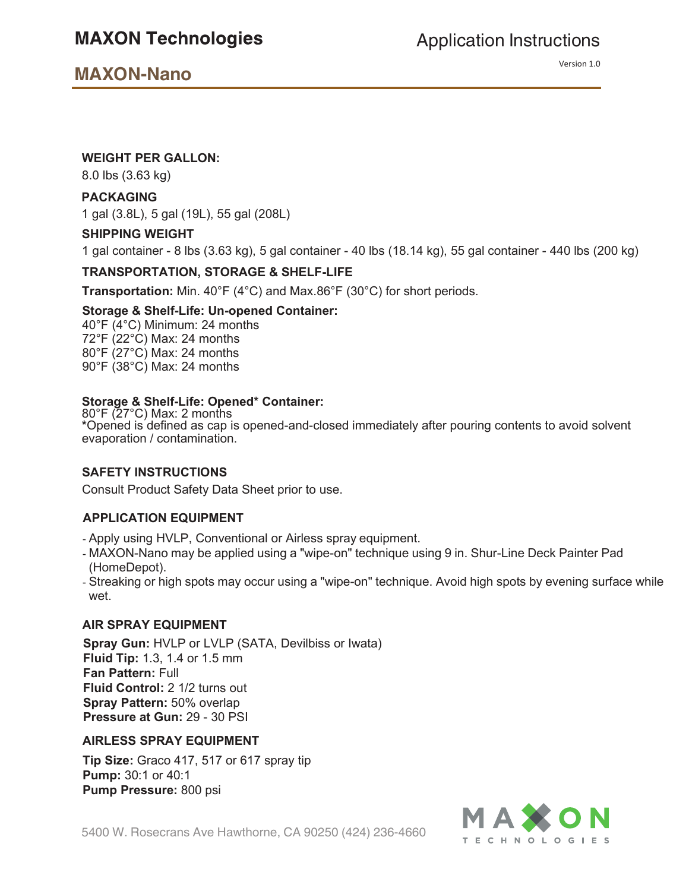## WEIGHT PER GALLON:

8.0 lbs (3.63 kg)

## PACKAGING

1 gal (3.8L), 5 gal (19L), 55 gal (208L)

## SHIPPING WEIGHT

1 gal container - 8 lbs (3.63 kg), 5 gal container - 40 lbs (18.14 kg), 55 gal container - 440 lbs (200 kg)

## TRANSPORTATION, STORAGE & SHELF-LIFE

**Transportation:** Min. 40°F (4°C) and Max.86°F (30°C) for short periods.

**Storage & Shelf-Life: Un-opened Container:**
40°F (4°C) Minimum: 24 months
72°F (22°C) Max: 24 months
80°F (27°C) Max: 24 months
90°F (38°C) Max: 24 months

**Storage & Shelf-Life: Opened* Container:**
80°F (27°C) Max: 2 months
***Opened is defined as cap is opened-and-closed immediately after pouring contents to avoid solvent evaporation / contamination.

## SAFETY INSTRUCTIONS

Consult Product Safety Data Sheet prior to use.

## APPLICATION EQUIPMENT

- Apply using HVLP, Conventional or Airless spray equipment.
- MAXON-Nano may be applied using a "wipe-on" technique using 9 in. Shur-Line Deck Painter Pad (HomeDepot).
- Streaking or high spots may occur using a "wipe-on" technique. Avoid high spots by evening surface while wet.

## AIR SPRAY EQUIPMENT

**Spray Gun:** HVLP or LVLP (SATA, Devilbiss or Iwata)
**Fluid Tip:** 1.3, 1.4 or 1.5 mm
**Fan Pattern:** Full
**Fluid Control:** 2 1/2 turns out
**Spray Pattern:** 50% overlap
**Pressure at Gun:** 29 - 30 PSI

## AIRLESS SPRAY EQUIPMENT

**Tip Size:** Graco 417, 517 or 617 spray tip
**Pump:** 30:1 or 40:1
**Pump Pressure:** 800 psi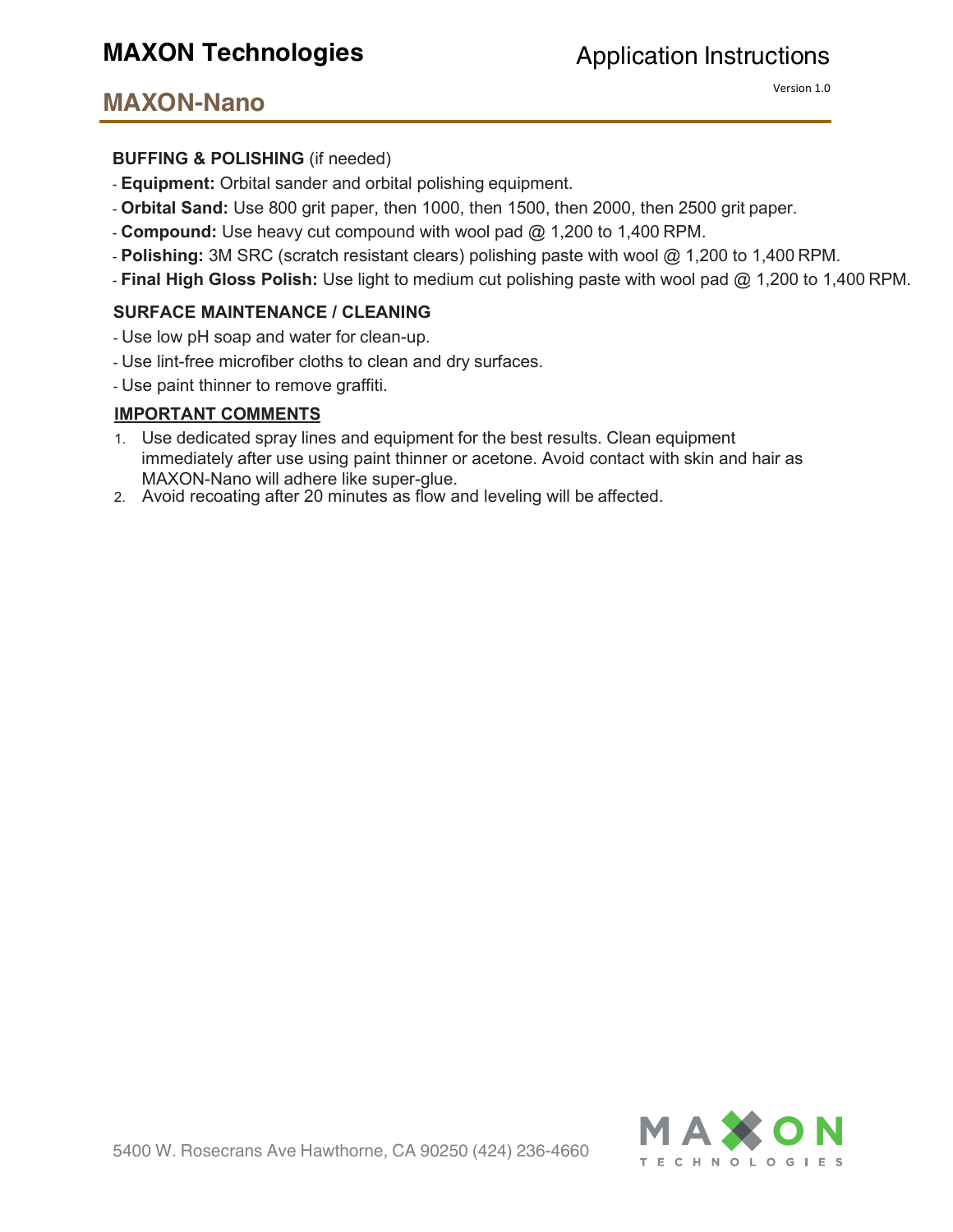**BUFFING & POLISHING** (if needed)

- **Equipment:** Orbital sander and orbital polishing equipment.
- **Orbital Sand:** Use 800 grit paper, then 1000, then 1500, then 2000, then 2500 grit paper.
- **Compound:** Use heavy cut compound with wool pad @ 1,200 to 1,400 RPM.
- **Polishing:** 3M SRC (scratch resistant clears) polishing paste with wool @ 1,200 to 1,400 RPM.
- **Final High Gloss Polish:** Use light to medium cut polishing paste with wool pad @ 1,200 to 1,400 RPM.

**SURFACE MAINTENANCE / CLEANING**

- Use low pH soap and water for clean-up.
- Use lint-free microfiber cloths to clean and dry surfaces.
- Use paint thinner to remove graffiti.

**IMPORTANT COMMENTS**

1. Use dedicated spray lines and equipment for the best results. Clean equipment immediately after use using paint thinner or acetone. Avoid contact with skin and hair as MAXON-Nano will adhere like super-glue.
2. Avoid recoating after 20 minutes as flow and leveling will be affected.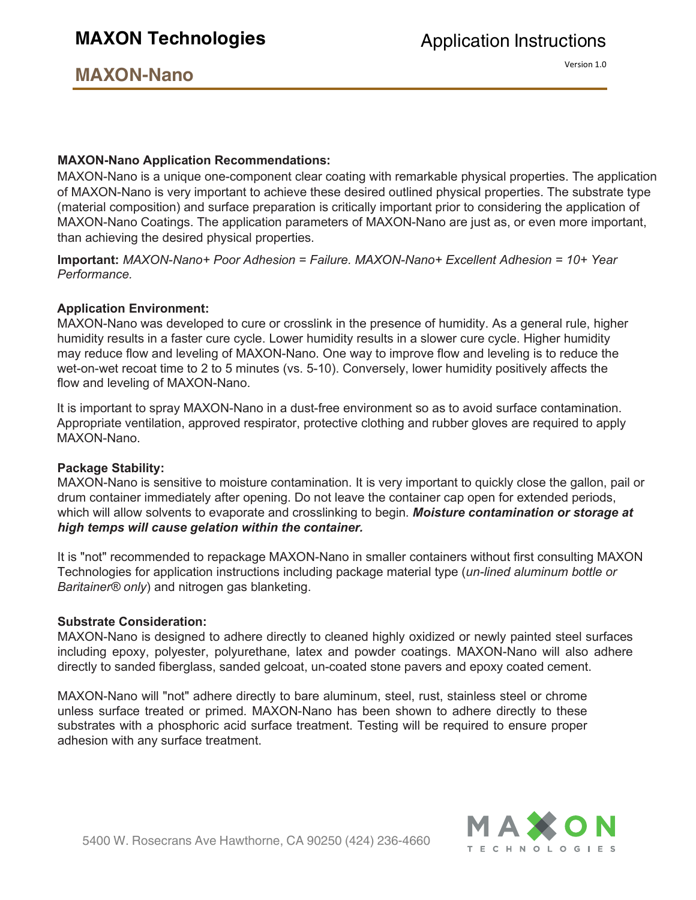**MAXON-Nano Application Recommendations:**

MAXON-Nano is a unique one-component clear coating with remarkable physical properties. The application of MAXON-Nano is very important to achieve these desired outlined physical properties. The substrate type (material composition) and surface preparation is critically important prior to considering the application of MAXON-Nano Coatings. The application parameters of MAXON-Nano are just as, or even more important, than achieving the desired physical properties.

**Important:** *MAXON-Nano+ Poor Adhesion = Failure. MAXON-Nano+ Excellent Adhesion = 10+ Year Performance.*

**Application Environment:**

MAXON-Nano was developed to cure or crosslink in the presence of humidity. As a general rule, higher humidity results in a faster cure cycle. Lower humidity results in a slower cure cycle. Higher humidity may reduce flow and leveling of MAXON-Nano. One way to improve flow and leveling is to reduce the wet-on-wet recoat time to 2 to 5 minutes (vs. 5-10). Conversely, lower humidity positively affects the flow and leveling of MAXON-Nano.

It is important to spray MAXON-Nano in a dust-free environment so as to avoid surface contamination. Appropriate ventilation, approved respirator, protective clothing and rubber gloves are required to apply MAXON-Nano.

**Package Stability:**

MAXON-Nano is sensitive to moisture contamination. It is very important to quickly close the gallon, pail or drum container immediately after opening. Do not leave the container cap open for extended periods, which will allow solvents to evaporate and crosslinking to begin. ***Moisture contamination or storage at high temps will cause gelation within the container.***

It is "not" recommended to repackage MAXON-Nano in smaller containers without first consulting MAXON Technologies for application instructions including package material type (*un-lined aluminum bottle or Baritainer® only*) and nitrogen gas blanketing.

**Substrate Consideration:**

MAXON-Nano is designed to adhere directly to cleaned highly oxidized or newly painted steel surfaces including epoxy, polyester, polyurethane, latex and powder coatings. MAXON-Nano will also adhere directly to sanded fiberglass, sanded gelcoat, un-coated stone pavers and epoxy coated cement.

MAXON-Nano will "not" adhere directly to bare aluminum, steel, rust, stainless steel or chrome unless surface treated or primed. MAXON-Nano has been shown to adhere directly to these substrates with a phosphoric acid surface treatment. Testing will be required to ensure proper adhesion with any surface treatment.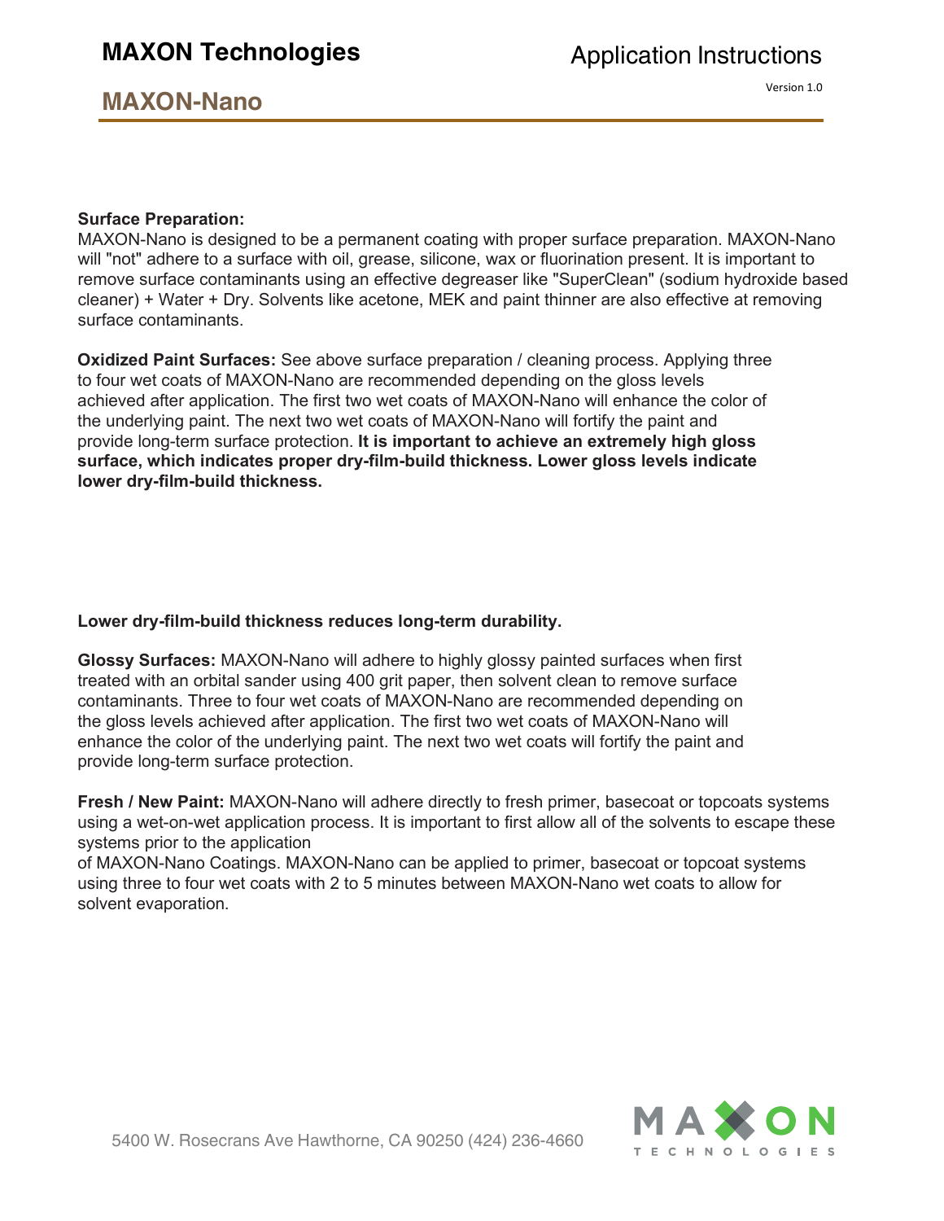**Surface Preparation:**
MAXON-Nano is designed to be a permanent coating with proper surface preparation. MAXON-Nano will "not" adhere to a surface with oil, grease, silicone, wax or fluorination present. It is important to remove surface contaminants using an effective degreaser like "SuperClean" (sodium hydroxide based cleaner) + Water + Dry. Solvents like acetone, MEK and paint thinner are also effective at removing surface contaminants.

**Oxidized Paint Surfaces:** See above surface preparation / cleaning process. Applying three to four wet coats of MAXON-Nano are recommended depending on the gloss levels achieved after application. The first two wet coats of MAXON-Nano will enhance the color of the underlying paint. The next two wet coats of MAXON-Nano will fortify the paint and provide long-term surface protection. **It is important to achieve an extremely high gloss surface, which indicates proper dry-film-build thickness. Lower gloss levels indicate lower dry-film-build thickness.**

**Lower dry-film-build thickness reduces long-term durability.**

**Glossy Surfaces:** MAXON-Nano will adhere to highly glossy painted surfaces when first treated with an orbital sander using 400 grit paper, then solvent clean to remove surface contaminants. Three to four wet coats of MAXON-Nano are recommended depending on the gloss levels achieved after application. The first two wet coats of MAXON-Nano will enhance the color of the underlying paint. The next two wet coats will fortify the paint and provide long-term surface protection.

**Fresh / New Paint:** MAXON-Nano will adhere directly to fresh primer, basecoat or topcoats systems using a wet-on-wet application process. It is important to first allow all of the solvents to escape these systems prior to the application of MAXON-Nano Coatings. MAXON-Nano can be applied to primer, basecoat or topcoat systems using three to four wet coats with 2 to 5 minutes between MAXON-Nano wet coats to allow for solvent evaporation.